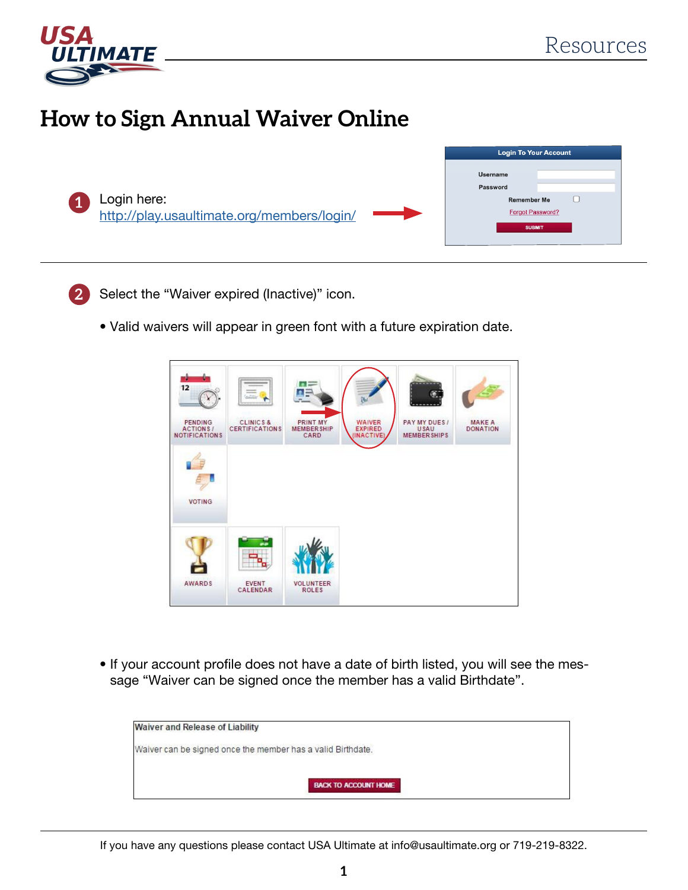# How to Sign Annual Waiver Online

1. Login here: http://play.usaultimate.org/members/login/

2. Select the "Waiver expired (Inactive)" icon.

   - Valid waivers will appear in green font with a future expiration date.

   - If your account profile does not have a date of birth listed, you will see the message "Waiver can be signed once the member has a valid Birthdate".

If you have any questions please contact USA Ultimate at info@usaultimate.org or 719-219-8322.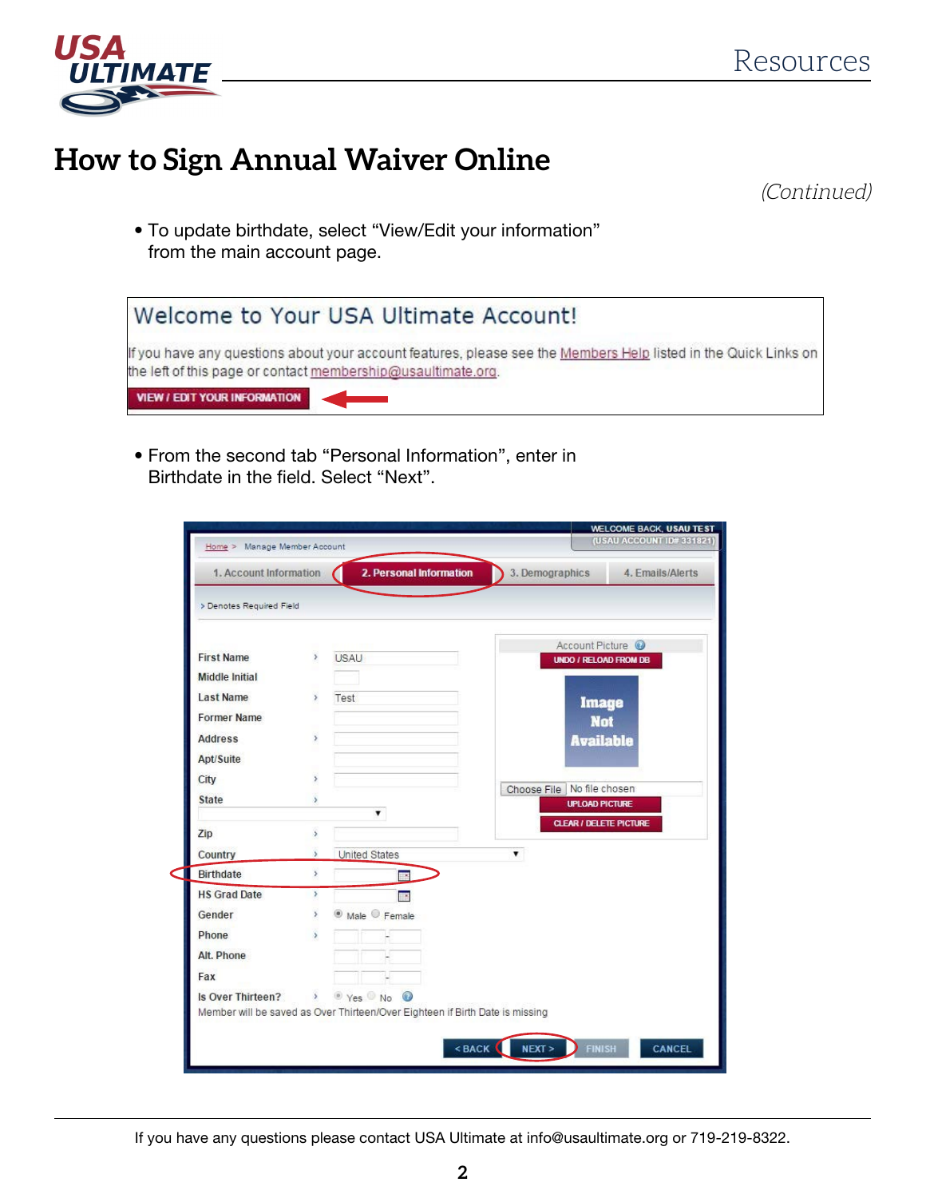# How to Sign Annual Waiver Online

*(Continued)*

- To update birthdate, select "View/Edit your information" from the main account page.

Welcome to Your USA Ultimate Account!

If you have any questions about your account features, please see the Members Help listed in the Quick Links on the left of this page or contact membership@usaultimate.org.

VIEW / EDIT YOUR INFORMATION

- From the second tab "Personal Information", enter in Birthdate in the field. Select "Next".

WELCOME BACK, USAU TEST (USAU ACCOUNT ID# 331821)

Home > Manage Member Account

1. Account Information | 2. Personal Information | 3. Demographics | 4. Emails/Alerts

> Denotes Required Field

| Field | Value |
|---|---|
| First Name > | USAU |
| Middle Initial | |
| Last Name > | Test |
| Former Name | |
| Address > | |
| Apt/Suite | |
| City > | |
| State > | |
| Zip > | |
| Country > | United States |
| Birthdate > | |
| HS Grad Date > | |
| Gender > | Male / Female |
| Phone > | |
| Alt. Phone | |
| Fax | |
| Is Over Thirteen? > | Yes / No |

Member will be saved as Over Thirteen/Over Eighteen if Birth Date is missing

Account Picture

UNDO / RELOAD FROM DB

Image Not Available

Choose File No file chosen

UPLOAD PICTURE

CLEAR / DELETE PICTURE

< BACK | NEXT > | FINISH | CANCEL

If you have any questions please contact USA Ultimate at info@usaultimate.org or 719-219-8322.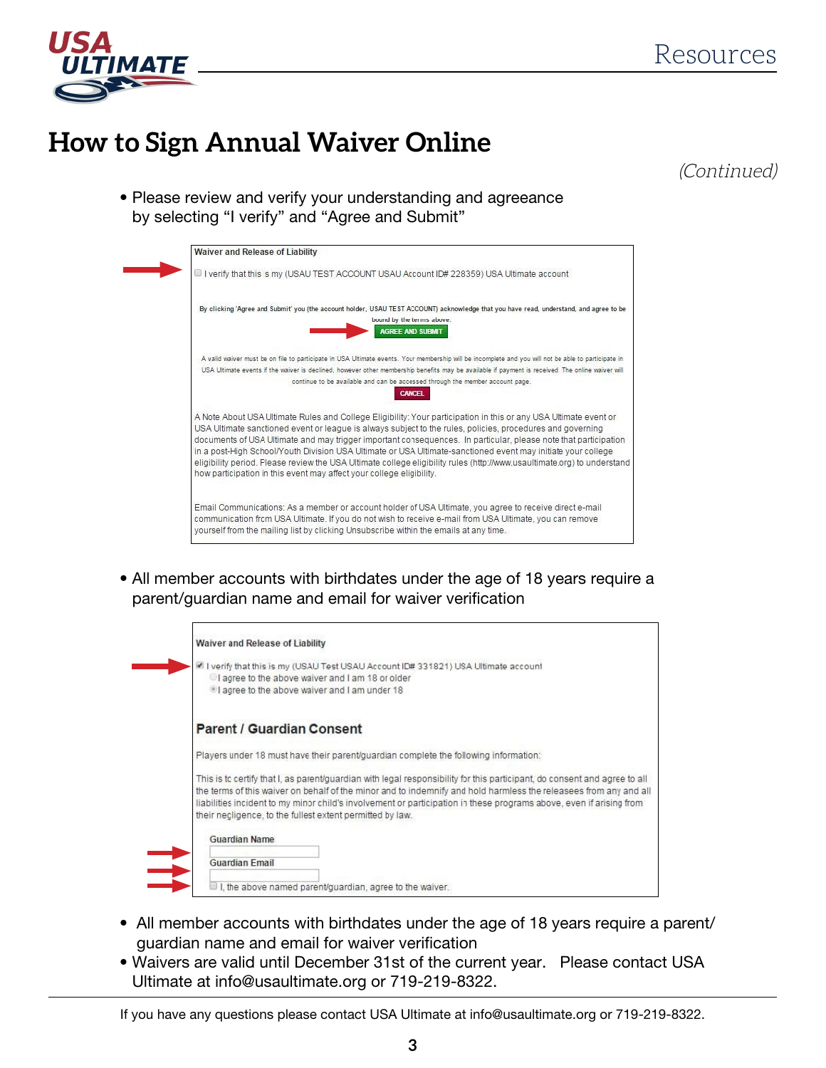# How to Sign Annual Waiver Online

*(Continued)*

- Please review and verify your understanding and agreeance by selecting "I verify" and "Agree and Submit"

Waiver and Release of Liability

I verify that this is my (USAU TEST ACCOUNT USAU Account ID# 228359) USA Ultimate account

By clicking 'Agree and Submit' you (the account holder, USAU TEST ACCOUNT) acknowledge that you have read, understand, and agree to be bound by the terms above.

AGREE AND SUBMIT

A valid waiver must be on file to participate in USA Ultimate events. Your membership will be incomplete and you will not be able to participate in USA Ultimate events if the waiver is declined, however other membership benefits may be available if payment is received. The online waiver will continue to be available and can be accessed through the member account page.

CANCEL

A Note About USA Ultimate Rules and College Eligibility: Your participation in this or any USA Ultimate event or USA Ultimate sanctioned event or league is always subject to the rules, policies, procedures and governing documents of USA Ultimate and may trigger important consequences. In particular, please note that participation in a post-High School/Youth Division USA Ultimate or USA Ultimate-sanctioned event may initiate your college eligibility period. Please review the USA Ultimate college eligibility rules (http://www.usaultimate.org) to understand how participation in this event may affect your college eligibility.

Email Communications: As a member or account holder of USA Ultimate, you agree to receive direct e-mail communication from USA Ultimate. If you do not wish to receive e-mail from USA Ultimate, you can remove yourself from the mailing list by clicking Unsubscribe within the emails at any time.

- All member accounts with birthdates under the age of 18 years require a parent/guardian name and email for waiver verification

Waiver and Release of Liability

I verify that this is my (USAU Test USAU Account ID# 331821) USA Ultimate account

I agree to the above waiver and I am 18 or older

I agree to the above waiver and I am under 18

**Parent / Guardian Consent**

Players under 18 must have their parent/guardian complete the following information:

This is to certify that I, as parent/guardian with legal responsibility for this participant, do consent and agree to all the terms of this waiver on behalf of the minor and to indemnify and hold harmless the releasees from any and all liabilities incident to my minor child's involvement or participation in these programs above, even if arising from their negligence, to the fullest extent permitted by law.

Guardian Name

Guardian Email

I, the above named parent/guardian, agree to the waiver.

- All member accounts with birthdates under the age of 18 years require a parent/guardian name and email for waiver verification
- Waivers are valid until December 31st of the current year. Please contact USA Ultimate at info@usaultimate.org or 719-219-8322.

If you have any questions please contact USA Ultimate at info@usaultimate.org or 719-219-8322.